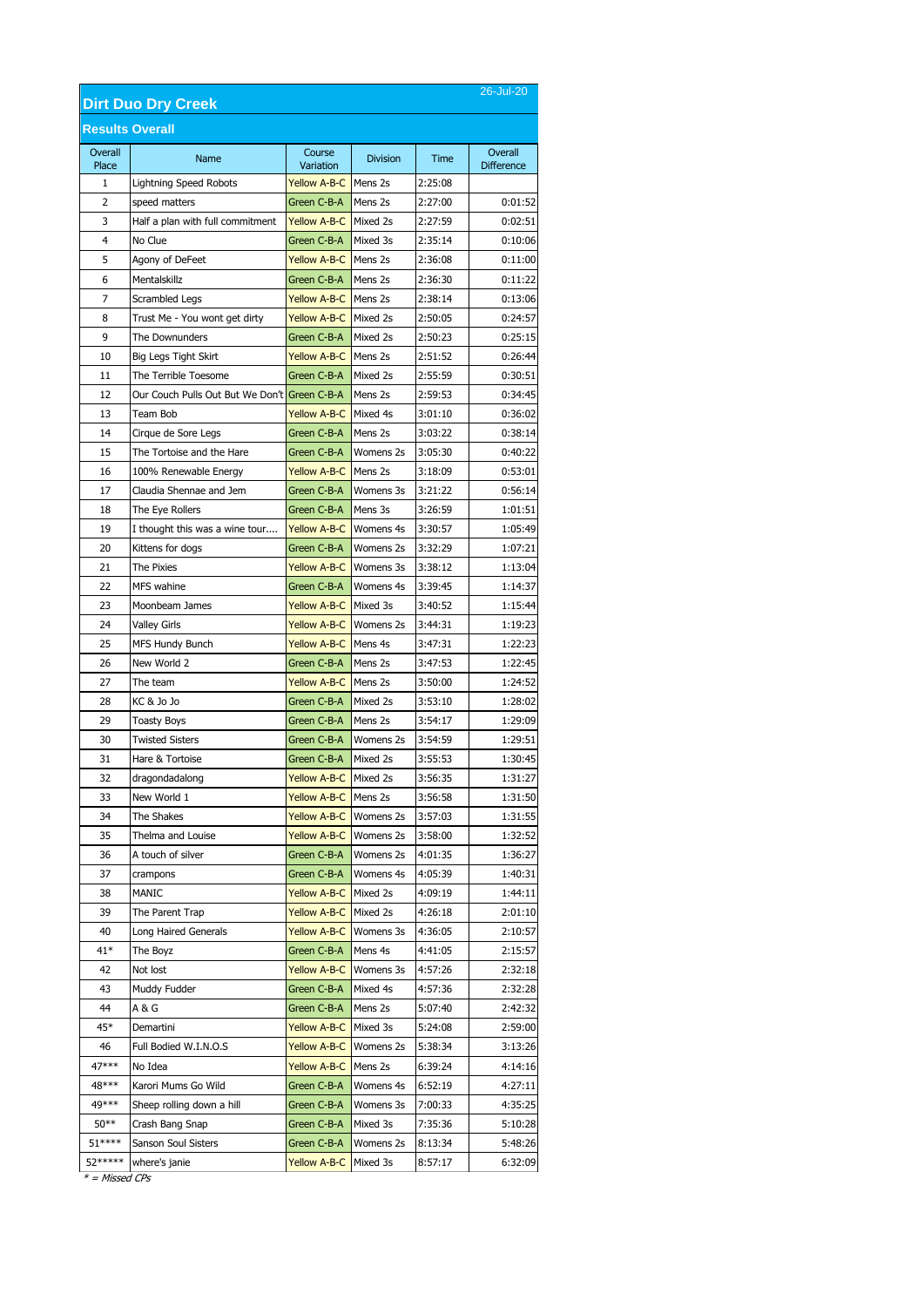26-Jul-20

## Dirt Duo Dry Creek

### Results Overall

| Overall Place | Name | Course Variation | Division | Time | Overall Difference |
|---|---|---|---|---|---|
| 1 | Lightning Speed Robots | Yellow A-B-C | Mens 2s | 2:25:08 | |
| 2 | speed matters | Green C-B-A | Mens 2s | 2:27:00 | 0:01:52 |
| 3 | Half a plan with full commitment | Yellow A-B-C | Mixed 2s | 2:27:59 | 0:02:51 |
| 4 | No Clue | Green C-B-A | Mixed 3s | 2:35:14 | 0:10:06 |
| 5 | Agony of DeFeet | Yellow A-B-C | Mens 2s | 2:36:08 | 0:11:00 |
| 6 | Mentalskillz | Green C-B-A | Mens 2s | 2:36:30 | 0:11:22 |
| 7 | Scrambled Legs | Yellow A-B-C | Mens 2s | 2:38:14 | 0:13:06 |
| 8 | Trust Me - You wont get dirty | Yellow A-B-C | Mixed 2s | 2:50:05 | 0:24:57 |
| 9 | The Downunders | Green C-B-A | Mixed 2s | 2:50:23 | 0:25:15 |
| 10 | Big Legs Tight Skirt | Yellow A-B-C | Mens 2s | 2:51:52 | 0:26:44 |
| 11 | The Terrible Toesome | Green C-B-A | Mixed 2s | 2:55:59 | 0:30:51 |
| 12 | Our Couch Pulls Out But We Don't | Green C-B-A | Mens 2s | 2:59:53 | 0:34:45 |
| 13 | Team Bob | Yellow A-B-C | Mixed 4s | 3:01:10 | 0:36:02 |
| 14 | Cirque de Sore Legs | Green C-B-A | Mens 2s | 3:03:22 | 0:38:14 |
| 15 | The Tortoise and the Hare | Green C-B-A | Womens 2s | 3:05:30 | 0:40:22 |
| 16 | 100% Renewable Energy | Yellow A-B-C | Mens 2s | 3:18:09 | 0:53:01 |
| 17 | Claudia Shennae and Jem | Green C-B-A | Womens 3s | 3:21:22 | 0:56:14 |
| 18 | The Eye Rollers | Green C-B-A | Mens 3s | 3:26:59 | 1:01:51 |
| 19 | I thought this was a wine tour.... | Yellow A-B-C | Womens 4s | 3:30:57 | 1:05:49 |
| 20 | Kittens for dogs | Green C-B-A | Womens 2s | 3:32:29 | 1:07:21 |
| 21 | The Pixies | Yellow A-B-C | Womens 3s | 3:38:12 | 1:13:04 |
| 22 | MFS wahine | Green C-B-A | Womens 4s | 3:39:45 | 1:14:37 |
| 23 | Moonbeam James | Yellow A-B-C | Mixed 3s | 3:40:52 | 1:15:44 |
| 24 | Valley Girls | Yellow A-B-C | Womens 2s | 3:44:31 | 1:19:23 |
| 25 | MFS Hundy Bunch | Yellow A-B-C | Mens 4s | 3:47:31 | 1:22:23 |
| 26 | New World 2 | Green C-B-A | Mens 2s | 3:47:53 | 1:22:45 |
| 27 | The team | Yellow A-B-C | Mens 2s | 3:50:00 | 1:24:52 |
| 28 | KC & Jo Jo | Green C-B-A | Mixed 2s | 3:53:10 | 1:28:02 |
| 29 | Toasty Boys | Green C-B-A | Mens 2s | 3:54:17 | 1:29:09 |
| 30 | Twisted Sisters | Green C-B-A | Womens 2s | 3:54:59 | 1:29:51 |
| 31 | Hare & Tortoise | Green C-B-A | Mixed 2s | 3:55:53 | 1:30:45 |
| 32 | dragondadalong | Yellow A-B-C | Mixed 2s | 3:56:35 | 1:31:27 |
| 33 | New World 1 | Yellow A-B-C | Mens 2s | 3:56:58 | 1:31:50 |
| 34 | The Shakes | Yellow A-B-C | Womens 2s | 3:57:03 | 1:31:55 |
| 35 | Thelma and Louise | Yellow A-B-C | Womens 2s | 3:58:00 | 1:32:52 |
| 36 | A touch of silver | Green C-B-A | Womens 2s | 4:01:35 | 1:36:27 |
| 37 | crampons | Green C-B-A | Womens 4s | 4:05:39 | 1:40:31 |
| 38 | MANIC | Yellow A-B-C | Mixed 2s | 4:09:19 | 1:44:11 |
| 39 | The Parent Trap | Yellow A-B-C | Mixed 2s | 4:26:18 | 2:01:10 |
| 40 | Long Haired Generals | Yellow A-B-C | Womens 3s | 4:36:05 | 2:10:57 |
| 41* | The Boyz | Green C-B-A | Mens 4s | 4:41:05 | 2:15:57 |
| 42 | Not lost | Yellow A-B-C | Womens 3s | 4:57:26 | 2:32:18 |
| 43 | Muddy Fudder | Green C-B-A | Mixed 4s | 4:57:36 | 2:32:28 |
| 44 | A & G | Green C-B-A | Mens 2s | 5:07:40 | 2:42:32 |
| 45* | Demartini | Yellow A-B-C | Mixed 3s | 5:24:08 | 2:59:00 |
| 46 | Full Bodied W.I.N.O.S | Yellow A-B-C | Womens 2s | 5:38:34 | 3:13:26 |
| 47*** | No Idea | Yellow A-B-C | Mens 2s | 6:39:24 | 4:14:16 |
| 48*** | Karori Mums Go Wild | Green C-B-A | Womens 4s | 6:52:19 | 4:27:11 |
| 49*** | Sheep rolling down a hill | Green C-B-A | Womens 3s | 7:00:33 | 4:35:25 |
| 50** | Crash Bang Snap | Green C-B-A | Mixed 3s | 7:35:36 | 5:10:28 |
| 51**** | Sanson Soul Sisters | Green C-B-A | Womens 2s | 8:13:34 | 5:48:26 |
| 52***** | where's janie | Yellow A-B-C | Mixed 3s | 8:57:17 | 6:32:09 |

*\* = Missed CPs*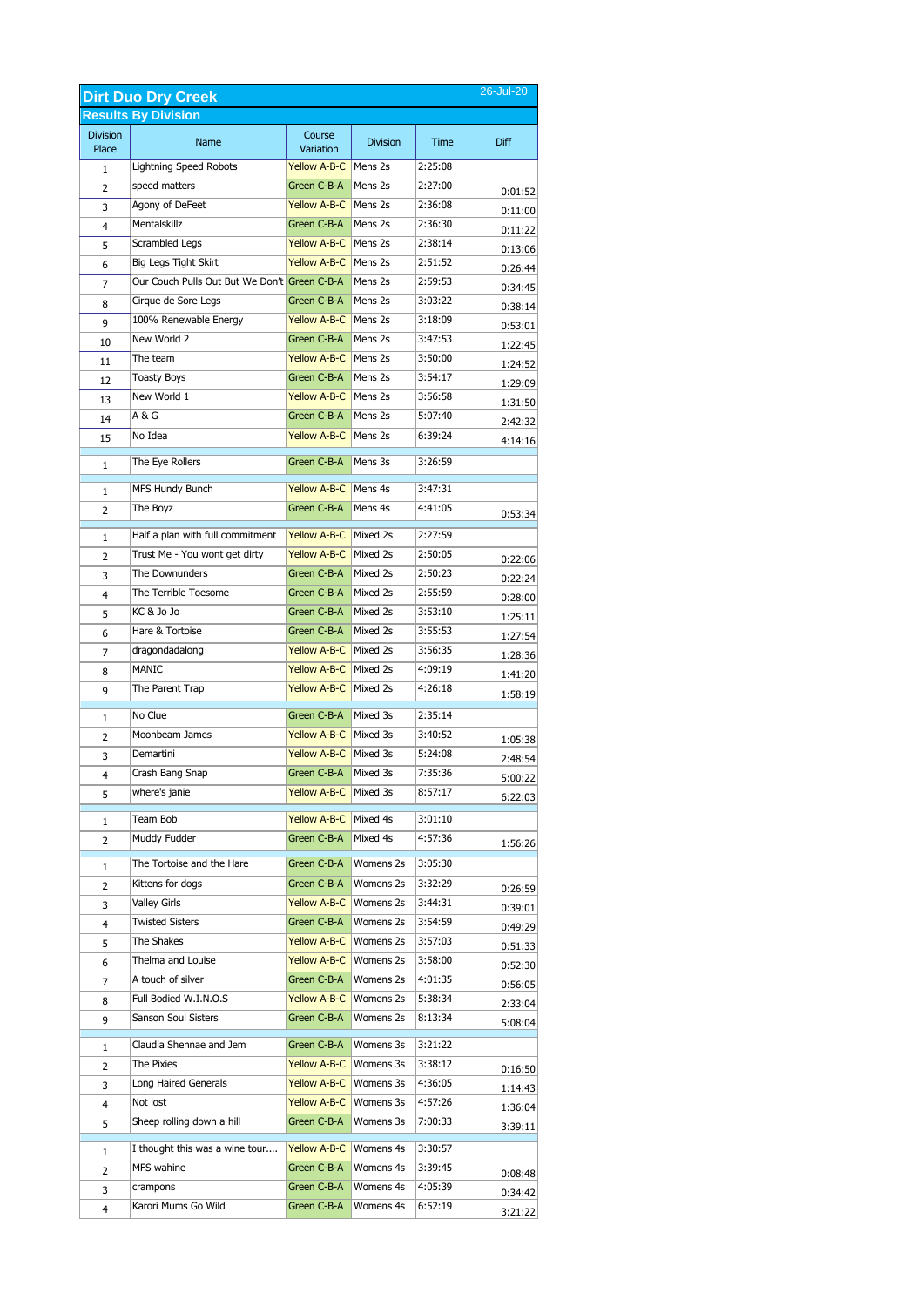# Dirt Duo Dry Creek

26-Jul-20

## Results By Division

| Division Place | Name | Course Variation | Division | Time | Diff |
|---|---|---|---|---|---|
| 1 | Lightning Speed Robots | Yellow A-B-C | Mens 2s | 2:25:08 | |
| 2 | speed matters | Green C-B-A | Mens 2s | 2:27:00 | 0:01:52 |
| 3 | Agony of DeFeet | Yellow A-B-C | Mens 2s | 2:36:08 | 0:11:00 |
| 4 | Mentalskillz | Green C-B-A | Mens 2s | 2:36:30 | 0:11:22 |
| 5 | Scrambled Legs | Yellow A-B-C | Mens 2s | 2:38:14 | 0:13:06 |
| 6 | Big Legs Tight Skirt | Yellow A-B-C | Mens 2s | 2:51:52 | 0:26:44 |
| 7 | Our Couch Pulls Out But We Don't | Green C-B-A | Mens 2s | 2:59:53 | 0:34:45 |
| 8 | Cirque de Sore Legs | Green C-B-A | Mens 2s | 3:03:22 | 0:38:14 |
| 9 | 100% Renewable Energy | Yellow A-B-C | Mens 2s | 3:18:09 | 0:53:01 |
| 10 | New World 2 | Green C-B-A | Mens 2s | 3:47:53 | 1:22:45 |
| 11 | The team | Yellow A-B-C | Mens 2s | 3:50:00 | 1:24:52 |
| 12 | Toasty Boys | Green C-B-A | Mens 2s | 3:54:17 | 1:29:09 |
| 13 | New World 1 | Yellow A-B-C | Mens 2s | 3:56:58 | 1:31:50 |
| 14 | A & G | Green C-B-A | Mens 2s | 5:07:40 | 2:42:32 |
| 15 | No Idea | Yellow A-B-C | Mens 2s | 6:39:24 | 4:14:16 |
| 1 | The Eye Rollers | Green C-B-A | Mens 3s | 3:26:59 | |
| 1 | MFS Hundy Bunch | Yellow A-B-C | Mens 4s | 3:47:31 | |
| 2 | The Boyz | Green C-B-A | Mens 4s | 4:41:05 | 0:53:34 |
| 1 | Half a plan with full commitment | Yellow A-B-C | Mixed 2s | 2:27:59 | |
| 2 | Trust Me - You wont get dirty | Yellow A-B-C | Mixed 2s | 2:50:05 | 0:22:06 |
| 3 | The Downunders | Green C-B-A | Mixed 2s | 2:50:23 | 0:22:24 |
| 4 | The Terrible Toesome | Green C-B-A | Mixed 2s | 2:55:59 | 0:28:00 |
| 5 | KC & Jo Jo | Green C-B-A | Mixed 2s | 3:53:10 | 1:25:11 |
| 6 | Hare & Tortoise | Green C-B-A | Mixed 2s | 3:55:53 | 1:27:54 |
| 7 | dragondadalong | Yellow A-B-C | Mixed 2s | 3:56:35 | 1:28:36 |
| 8 | MANIC | Yellow A-B-C | Mixed 2s | 4:09:19 | 1:41:20 |
| 9 | The Parent Trap | Yellow A-B-C | Mixed 2s | 4:26:18 | 1:58:19 |
| 1 | No Clue | Green C-B-A | Mixed 3s | 2:35:14 | |
| 2 | Moonbeam James | Yellow A-B-C | Mixed 3s | 3:40:52 | 1:05:38 |
| 3 | Demartini | Yellow A-B-C | Mixed 3s | 5:24:08 | 2:48:54 |
| 4 | Crash Bang Snap | Green C-B-A | Mixed 3s | 7:35:36 | 5:00:22 |
| 5 | where's janie | Yellow A-B-C | Mixed 3s | 8:57:17 | 6:22:03 |
| 1 | Team Bob | Yellow A-B-C | Mixed 4s | 3:01:10 | |
| 2 | Muddy Fudder | Green C-B-A | Mixed 4s | 4:57:36 | 1:56:26 |
| 1 | The Tortoise and the Hare | Green C-B-A | Womens 2s | 3:05:30 | |
| 2 | Kittens for dogs | Green C-B-A | Womens 2s | 3:32:29 | 0:26:59 |
| 3 | Valley Girls | Yellow A-B-C | Womens 2s | 3:44:31 | 0:39:01 |
| 4 | Twisted Sisters | Green C-B-A | Womens 2s | 3:54:59 | 0:49:29 |
| 5 | The Shakes | Yellow A-B-C | Womens 2s | 3:57:03 | 0:51:33 |
| 6 | Thelma and Louise | Yellow A-B-C | Womens 2s | 3:58:00 | 0:52:30 |
| 7 | A touch of silver | Green C-B-A | Womens 2s | 4:01:35 | 0:56:05 |
| 8 | Full Bodied W.I.N.O.S | Yellow A-B-C | Womens 2s | 5:38:34 | 2:33:04 |
| 9 | Sanson Soul Sisters | Green C-B-A | Womens 2s | 8:13:34 | 5:08:04 |
| 1 | Claudia Shennae and Jem | Green C-B-A | Womens 3s | 3:21:22 | |
| 2 | The Pixies | Yellow A-B-C | Womens 3s | 3:38:12 | 0:16:50 |
| 3 | Long Haired Generals | Yellow A-B-C | Womens 3s | 4:36:05 | 1:14:43 |
| 4 | Not lost | Yellow A-B-C | Womens 3s | 4:57:26 | 1:36:04 |
| 5 | Sheep rolling down a hill | Green C-B-A | Womens 3s | 7:00:33 | 3:39:11 |
| 1 | I thought this was a wine tour.... | Yellow A-B-C | Womens 4s | 3:30:57 | |
| 2 | MFS wahine | Green C-B-A | Womens 4s | 3:39:45 | 0:08:48 |
| 3 | crampons | Green C-B-A | Womens 4s | 4:05:39 | 0:34:42 |
| 4 | Karori Mums Go Wild | Green C-B-A | Womens 4s | 6:52:19 | 3:21:22 |